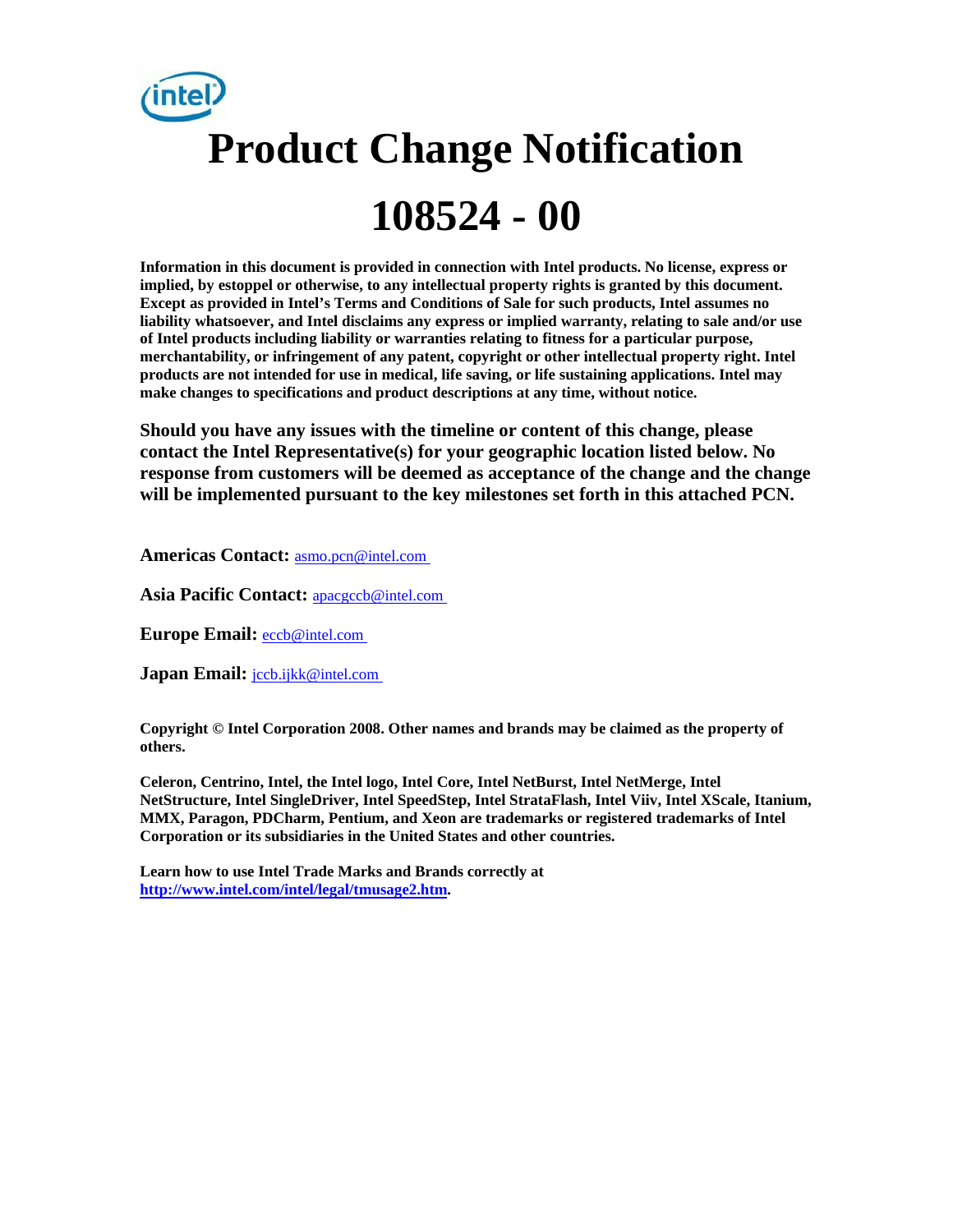# Product Change Notification

# 108524 - 00

**Information in this document is provided in connection with Intel products. No license, express or implied, by estoppel or otherwise, to any intellectual property rights is granted by this document. Except as provided in Intel's Terms and Conditions of Sale for such products, Intel assumes no liability whatsoever, and Intel disclaims any express or implied warranty, relating to sale and/or use of Intel products including liability or warranties relating to fitness for a particular purpose, merchantability, or infringement of any patent, copyright or other intellectual property right. Intel products are not intended for use in medical, life saving, or life sustaining applications. Intel may make changes to specifications and product descriptions at any time, without notice.**

**Should you have any issues with the timeline or content of this change, please contact the Intel Representative(s) for your geographic location listed below. No response from customers will be deemed as acceptance of the change and the change will be implemented pursuant to the key milestones set forth in this attached PCN.**

**Americas Contact:** asmo.pcn@intel.com

**Asia Pacific Contact:** apacgccb@intel.com

**Europe Email:** eccb@intel.com

**Japan Email:** jccb.ijkk@intel.com

**Copyright © Intel Corporation 2008. Other names and brands may be claimed as the property of others.**

**Celeron, Centrino, Intel, the Intel logo, Intel Core, Intel NetBurst, Intel NetMerge, Intel NetStructure, Intel SingleDriver, Intel SpeedStep, Intel StrataFlash, Intel Viiv, Intel XScale, Itanium, MMX, Paragon, PDCharm, Pentium, and Xeon are trademarks or registered trademarks of Intel Corporation or its subsidiaries in the United States and other countries.**

**Learn how to use Intel Trade Marks and Brands correctly at [http://www.intel.com/intel/legal/tmusage2.htm](http://www.intel.com/intel/legal/tmusage2.htm).**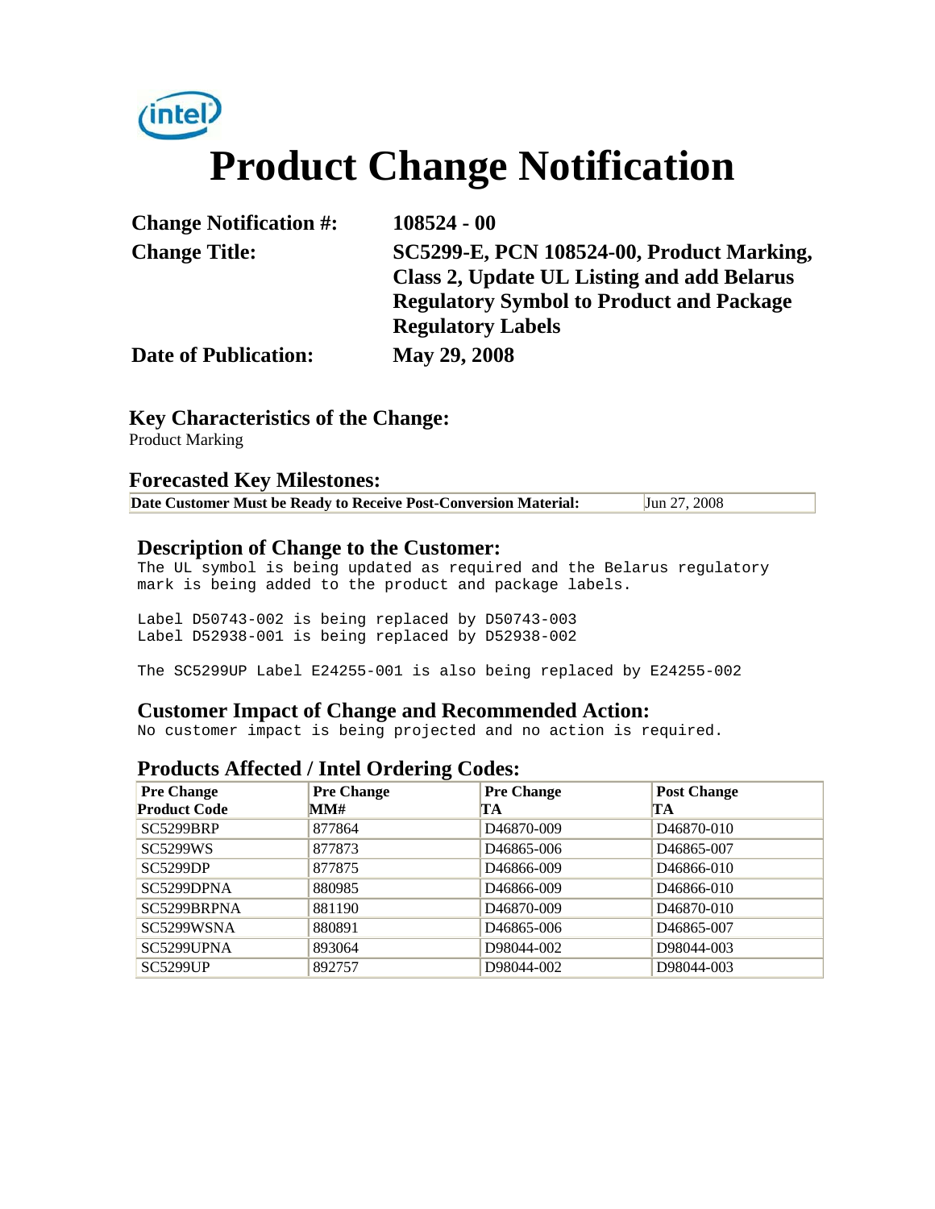# Product Change Notification

| | |
|---|---|
| **Change Notification #:** | **108524 - 00** |
| **Change Title:** | **SC5299-E, PCN 108524-00, Product Marking, Class 2, Update UL Listing and add Belarus Regulatory Symbol to Product and Package Regulatory Labels** |
| **Date of Publication:** | **May 29, 2008** |

## Key Characteristics of the Change:

Product Marking

## Forecasted Key Milestones:

| | |
|---|---|
| **Date Customer Must be Ready to Receive Post-Conversion Material:** | Jun 27, 2008 |

## Description of Change to the Customer:

The UL symbol is being updated as required and the Belarus regulatory mark is being added to the product and package labels.

Label D50743-002 is being replaced by D50743-003
Label D52938-001 is being replaced by D52938-002

The SC5299UP Label E24255-001 is also being replaced by E24255-002

## Customer Impact of Change and Recommended Action:

No customer impact is being projected and no action is required.

## Products Affected / Intel Ordering Codes:

| Pre Change Product Code | Pre Change MM# | Pre Change TA | Post Change TA |
|---|---|---|---|
| SC5299BRP | 877864 | D46870-009 | D46870-010 |
| SC5299WS | 877873 | D46865-006 | D46865-007 |
| SC5299DP | 877875 | D46866-009 | D46866-010 |
| SC5299DPNA | 880985 | D46866-009 | D46866-010 |
| SC5299BRPNA | 881190 | D46870-009 | D46870-010 |
| SC5299WSNA | 880891 | D46865-006 | D46865-007 |
| SC5299UPNA | 893064 | D98044-002 | D98044-003 |
| SC5299UP | 892757 | D98044-002 | D98044-003 |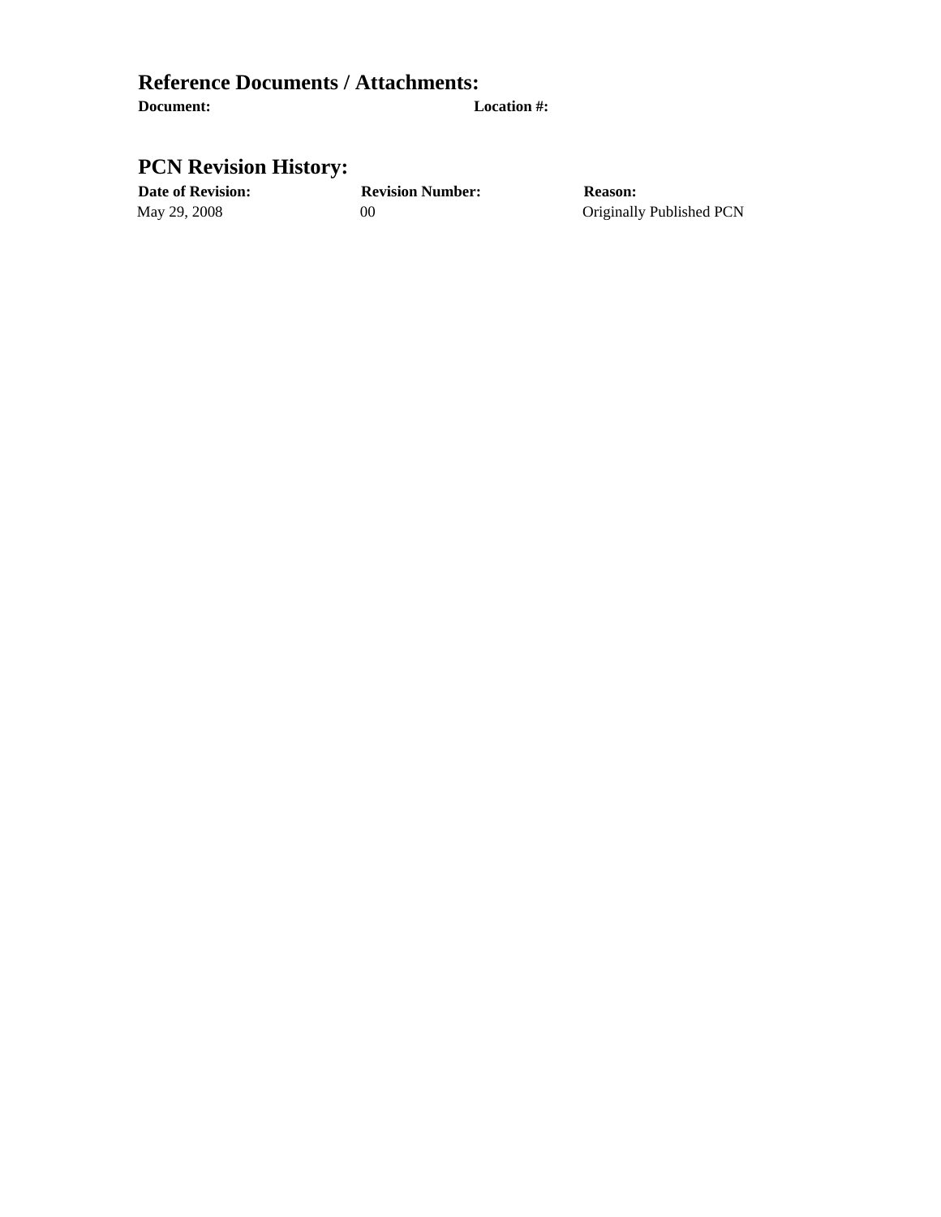## Reference Documents / Attachments:

| Document: | Location #: |
|---|---|

## PCN Revision History:

| Date of Revision: | Revision Number: | Reason: |
|---|---|---|
| May 29, 2008 | 00 | Originally Published PCN |